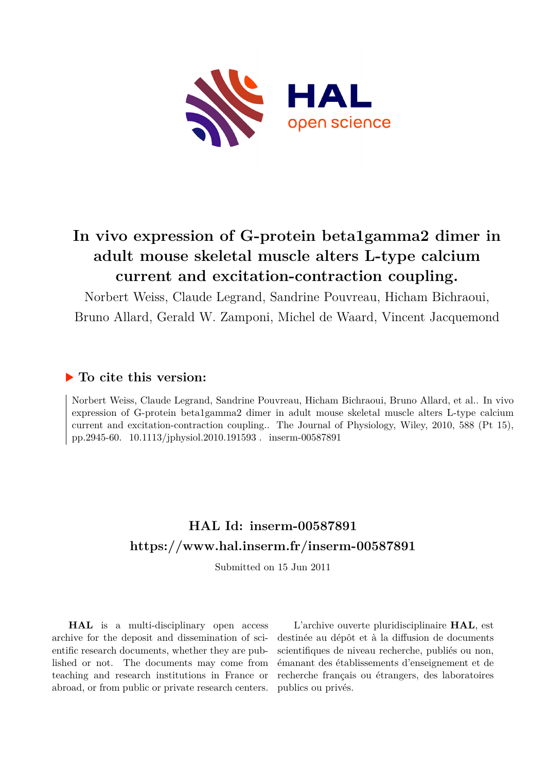# In vivo expression of G-protein beta1gamma2 dimer in adult mouse skeletal muscle alters L-type calcium current and excitation-contraction coupling.

Norbert Weiss, Claude Legrand, Sandrine Pouvreau, Hicham Bichraoui, Bruno Allard, Gerald W. Zamponi, Michel de Waard, Vincent Jacquemond

## ▶ To cite this version:

Norbert Weiss, Claude Legrand, Sandrine Pouvreau, Hicham Bichraoui, Bruno Allard, et al.. In vivo expression of G-protein beta1gamma2 dimer in adult mouse skeletal muscle alters L-type calcium current and excitation-contraction coupling.. The Journal of Physiology, Wiley, 2010, 588 (Pt 15), pp.2945-60. 10.1113/jphysiol.2010.191593 . inserm-00587891

## HAL Id: inserm-00587891
## https://www.hal.inserm.fr/inserm-00587891

Submitted on 15 Jun 2011

**HAL** is a multi-disciplinary open access archive for the deposit and dissemination of scientific research documents, whether they are published or not. The documents may come from teaching and research institutions in France or abroad, or from public or private research centers.

L'archive ouverte pluridisciplinaire **HAL**, est destinée au dépôt et à la diffusion de documents scientifiques de niveau recherche, publiés ou non, émanant des établissements d'enseignement et de recherche français ou étrangers, des laboratoires publics ou privés.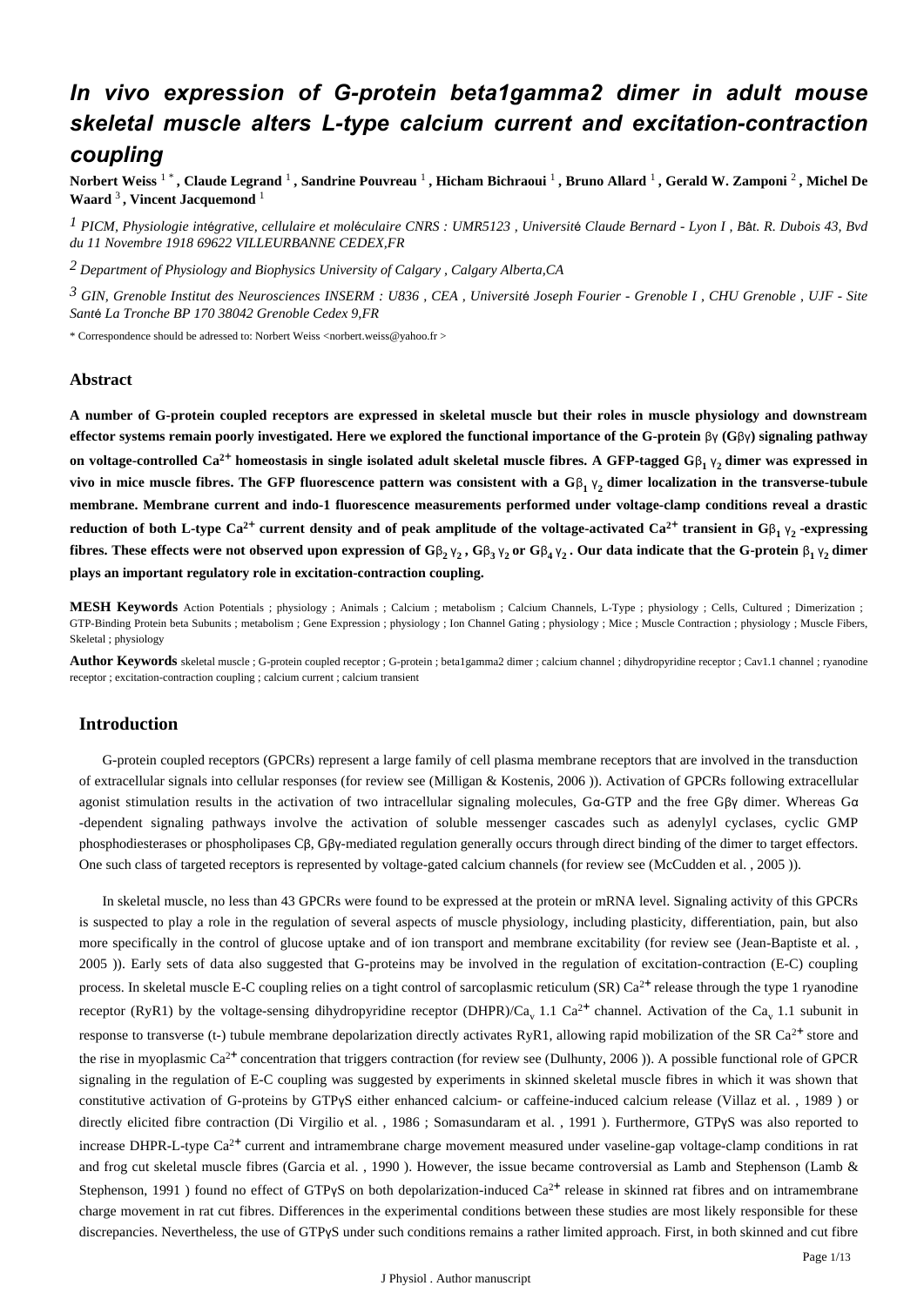# In vivo expression of G-protein beta1gamma2 dimer in adult mouse skeletal muscle alters L-type calcium current and excitation-contraction coupling

**Norbert Weiss** [1 *] **, Claude Legrand** [1] **, Sandrine Pouvreau** [1] **, Hicham Bichraoui** [1] **, Bruno Allard** [1] **, Gerald W. Zamponi** [2] **, Michel De Waard** [3] **, Vincent Jacquemond** [1]

[1] *PICM, Physiologie intégrative, cellulaire et moléculaire CNRS : UMR5123 , Université Claude Bernard - Lyon I , Bât. R. Dubois 43, Bvd du 11 Novembre 1918 69622 VILLEURBANNE CEDEX,FR*

[2] *Department of Physiology and Biophysics University of Calgary , Calgary Alberta,CA*

[3] *GIN, Grenoble Institut des Neurosciences INSERM : U836 , CEA , Université Joseph Fourier - Grenoble I , CHU Grenoble , UJF - Site Santé La Tronche BP 170 38042 Grenoble Cedex 9,FR*

\* Correspondence should be adressed to: Norbert Weiss <norbert.weiss@yahoo.fr >

## Abstract

**A number of G-protein coupled receptors are expressed in skeletal muscle but their roles in muscle physiology and downstream effector systems remain poorly investigated. Here we explored the functional importance of the G-protein βγ (Gβγ) signaling pathway on voltage-controlled $Ca^{2+}$ homeostasis in single isolated adult skeletal muscle fibres. A GFP-tagged $G\beta_1\gamma_2$ dimer was expressed in vivo in mice muscle fibres. The GFP fluorescence pattern was consistent with a $G\beta_1\gamma_2$ dimer localization in the transverse-tubule membrane. Membrane current and indo-1 fluorescence measurements performed under voltage-clamp conditions reveal a drastic reduction of both L-type $Ca^{2+}$ current density and of peak amplitude of the voltage-activated $Ca^{2+}$ transient in $G\beta_1\gamma_2$ -expressing fibres. These effects were not observed upon expression of $G\beta_2\gamma_2$, $G\beta_3\gamma_2$ or $G\beta_4\gamma_2$. Our data indicate that the G-protein $\beta_1\gamma_2$ dimer plays an important regulatory role in excitation-contraction coupling.**

**MESH Keywords** Action Potentials ; physiology ; Animals ; Calcium ; metabolism ; Calcium Channels, L-Type ; physiology ; Cells, Cultured ; Dimerization ; GTP-Binding Protein beta Subunits ; metabolism ; Gene Expression ; physiology ; Ion Channel Gating ; physiology ; Mice ; Muscle Contraction ; physiology ; Muscle Fibers, Skeletal ; physiology

**Author Keywords** skeletal muscle ; G-protein coupled receptor ; G-protein ; beta1gamma2 dimer ; calcium channel ; dihydropyridine receptor ; Cav1.1 channel ; ryanodine receptor ; excitation-contraction coupling ; calcium current ; calcium transient

## Introduction

G-protein coupled receptors (GPCRs) represent a large family of cell plasma membrane receptors that are involved in the transduction of extracellular signals into cellular responses (for review see (Milligan & Kostenis, 2006 )). Activation of GPCRs following extracellular agonist stimulation results in the activation of two intracellular signaling molecules, Gα-GTP and the free Gβγ dimer. Whereas Gα-dependent signaling pathways involve the activation of soluble messenger cascades such as adenylyl cyclases, cyclic GMP phosphodiesterases or phospholipases Cβ, Gβγ-mediated regulation generally occurs through direct binding of the dimer to target effectors. One such class of targeted receptors is represented by voltage-gated calcium channels (for review see (McCudden et al. , 2005 )).

In skeletal muscle, no less than 43 GPCRs were found to be expressed at the protein or mRNA level. Signaling activity of this GPCRs is suspected to play a role in the regulation of several aspects of muscle physiology, including plasticity, differentiation, pain, but also more specifically in the control of glucose uptake and of ion transport and membrane excitability (for review see (Jean-Baptiste et al. , 2005 )). Early sets of data also suggested that G-proteins may be involved in the regulation of excitation-contraction (E-C) coupling process. In skeletal muscle E-C coupling relies on a tight control of sarcoplasmic reticulum (SR) $Ca^{2+}$ release through the type 1 ryanodine receptor (RyR1) by the voltage-sensing dihydropyridine receptor (DHPR)/$Ca_v$ 1.1 $Ca^{2+}$ channel. Activation of the $Ca_v$ 1.1 subunit in response to transverse (t-) tubule membrane depolarization directly activates RyR1, allowing rapid mobilization of the SR $Ca^{2+}$ store and the rise in myoplasmic $Ca^{2+}$ concentration that triggers contraction (for review see (Dulhunty, 2006 )). A possible functional role of GPCR signaling in the regulation of E-C coupling was suggested by experiments in skinned skeletal muscle fibres in which it was shown that constitutive activation of G-proteins by GTPγS either enhanced calcium- or caffeine-induced calcium release (Villaz et al. , 1989 ) or directly elicited fibre contraction (Di Virgilio et al. , 1986 ; Somasundaram et al. , 1991 ). Furthermore, GTPγS was also reported to increase DHPR-L-type $Ca^{2+}$ current and intramembrane charge movement measured under vaseline-gap voltage-clamp conditions in rat and frog cut skeletal muscle fibres (Garcia et al. , 1990 ). However, the issue became controversial as Lamb and Stephenson (Lamb & Stephenson, 1991 ) found no effect of GTPγS on both depolarization-induced $Ca^{2+}$ release in skinned rat fibres and on intramembrane charge movement in rat cut fibres. Differences in the experimental conditions between these studies are most likely responsible for these discrepancies. Nevertheless, the use of GTPγS under such conditions remains a rather limited approach. First, in both skinned and cut fibre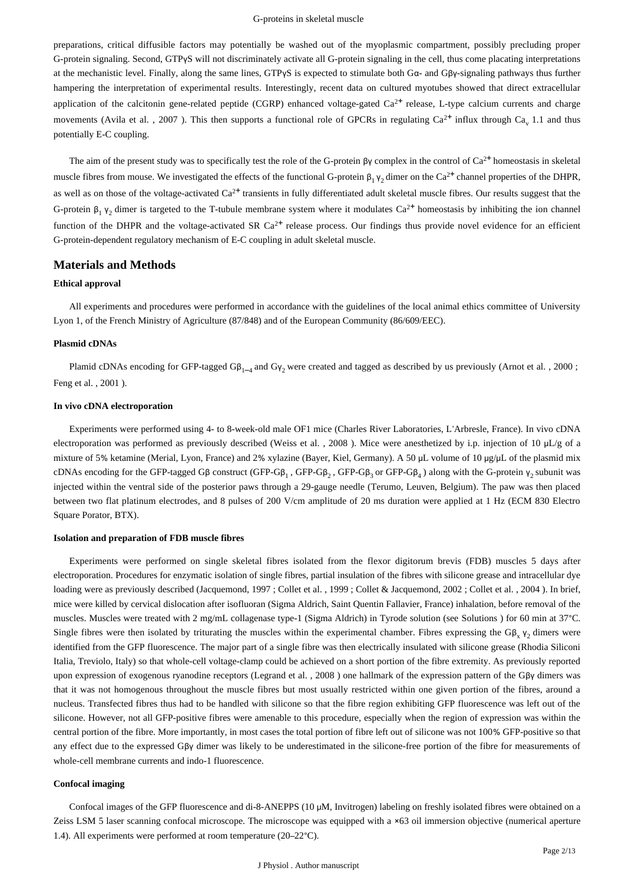preparations, critical diffusible factors may potentially be washed out of the myoplasmic compartment, possibly precluding proper G-protein signaling. Second, GTPγS will not discriminately activate all G-protein signaling in the cell, thus come placating interpretations at the mechanistic level. Finally, along the same lines, GTPγS is expected to stimulate both Gα- and Gβγ-signaling pathways thus further hampering the interpretation of experimental results. Interestingly, recent data on cultured myotubes showed that direct extracellular application of the calcitonin gene-related peptide (CGRP) enhanced voltage-gated $Ca^{2+}$ release, L-type calcium currents and charge movements (Avila et al. , 2007 ). This then supports a functional role of GPCRs in regulating $Ca^{2+}$ influx through $Ca_v$ 1.1 and thus potentially E-C coupling.

The aim of the present study was to specifically test the role of the G-protein βγ complex in the control of $Ca^{2+}$ homeostasis in skeletal muscle fibres from mouse. We investigated the effects of the functional G-protein $\beta_1 \gamma_2$ dimer on the $Ca^{2+}$ channel properties of the DHPR, as well as on those of the voltage-activated $Ca^{2+}$ transients in fully differentiated adult skeletal muscle fibres. Our results suggest that the G-protein $\beta_1 \gamma_2$ dimer is targeted to the T-tubule membrane system where it modulates $Ca^{2+}$ homeostasis by inhibiting the ion channel function of the DHPR and the voltage-activated SR $Ca^{2+}$ release process. Our findings thus provide novel evidence for an efficient G-protein-dependent regulatory mechanism of E-C coupling in adult skeletal muscle.

## Materials and Methods

### Ethical approval

All experiments and procedures were performed in accordance with the guidelines of the local animal ethics committee of University Lyon 1, of the French Ministry of Agriculture (87/848) and of the European Community (86/609/EEC).

### Plasmid cDNAs

Plamid cDNAs encoding for GFP-tagged $G\beta_{1-4}$ and $G\gamma_2$ were created and tagged as described by us previously (Arnot et al. , 2000 ; Feng et al. , 2001 ).

### In vivo cDNA electroporation

Experiments were performed using 4- to 8-week-old male OF1 mice (Charles River Laboratories, L'Arbresle, France). In vivo cDNA electroporation was performed as previously described (Weiss et al. , 2008 ). Mice were anesthetized by i.p. injection of 10 μL/g of a mixture of 5% ketamine (Merial, Lyon, France) and 2% xylazine (Bayer, Kiel, Germany). A 50 μL volume of 10 μg/μL of the plasmid mix cDNAs encoding for the GFP-tagged Gβ construct (GFP-$G\beta_1$ , GFP-$G\beta_2$ , GFP-$G\beta_3$ or GFP-$G\beta_4$ ) along with the G-protein $\gamma_2$ subunit was injected within the ventral side of the posterior paws through a 29-gauge needle (Terumo, Leuven, Belgium). The paw was then placed between two flat platinum electrodes, and 8 pulses of 200 V/cm amplitude of 20 ms duration were applied at 1 Hz (ECM 830 Electro Square Porator, BTX).

### Isolation and preparation of FDB muscle fibres

Experiments were performed on single skeletal fibres isolated from the flexor digitorum brevis (FDB) muscles 5 days after electroporation. Procedures for enzymatic isolation of single fibres, partial insulation of the fibres with silicone grease and intracellular dye loading were as previously described (Jacquemond, 1997 ; Collet et al. , 1999 ; Collet & Jacquemond, 2002 ; Collet et al. , 2004 ). In brief, mice were killed by cervical dislocation after isofluoran (Sigma Aldrich, Saint Quentin Fallavier, France) inhalation, before removal of the muscles. Muscles were treated with 2 mg/mL collagenase type-1 (Sigma Aldrich) in Tyrode solution (see Solutions ) for 60 min at 37°C. Single fibres were then isolated by triturating the muscles within the experimental chamber. Fibres expressing the $G\beta_x \gamma_2$ dimers were identified from the GFP fluorescence. The major part of a single fibre was then electrically insulated with silicone grease (Rhodia Siliconi Italia, Treviolo, Italy) so that whole-cell voltage-clamp could be achieved on a short portion of the fibre extremity. As previously reported upon expression of exogenous ryanodine receptors (Legrand et al. , 2008 ) one hallmark of the expression pattern of the Gβγ dimers was that it was not homogenous throughout the muscle fibres but most usually restricted within one given portion of the fibres, around a nucleus. Transfected fibres thus had to be handled with silicone so that the fibre region exhibiting GFP fluorescence was left out of the silicone. However, not all GFP-positive fibres were amenable to this procedure, especially when the region of expression was within the central portion of the fibre. More importantly, in most cases the total portion of fibre left out of silicone was not 100% GFP-positive so that any effect due to the expressed Gβγ dimer was likely to be underestimated in the silicone-free portion of the fibre for measurements of whole-cell membrane currents and indo-1 fluorescence.

### Confocal imaging

Confocal images of the GFP fluorescence and di-8-ANEPPS (10 μM, Invitrogen) labeling on freshly isolated fibres were obtained on a Zeiss LSM 5 laser scanning confocal microscope. The microscope was equipped with a ×63 oil immersion objective (numerical aperture 1.4). All experiments were performed at room temperature (20–22°C).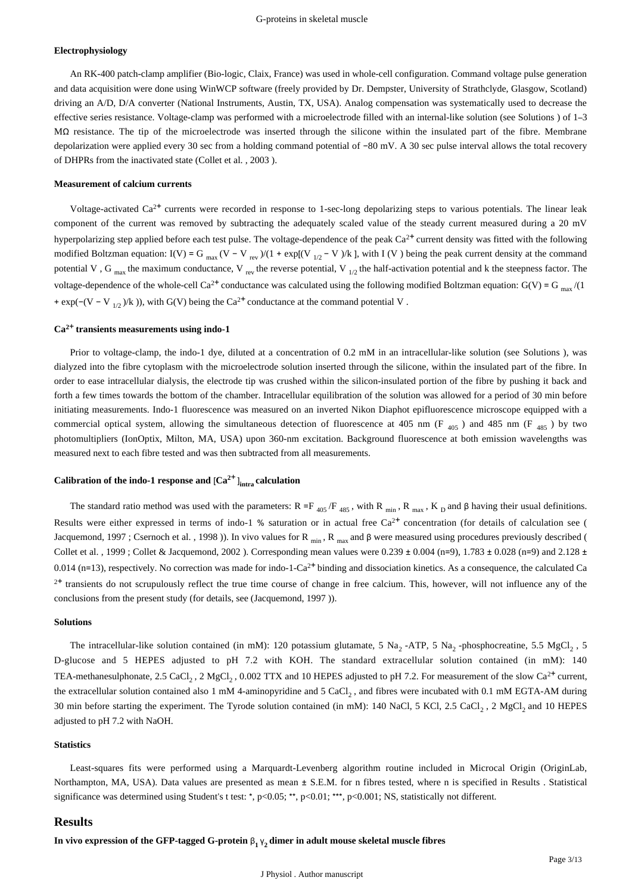#### Electrophysiology

An RK-400 patch-clamp amplifier (Bio-logic, Claix, France) was used in whole-cell configuration. Command voltage pulse generation and data acquisition were done using WinWCP software (freely provided by Dr. Dempster, University of Strathclyde, Glasgow, Scotland) driving an A/D, D/A converter (National Instruments, Austin, TX, USA). Analog compensation was systematically used to decrease the effective series resistance. Voltage-clamp was performed with a microelectrode filled with an internal-like solution (see Solutions ) of 1–3 MΩ resistance. The tip of the microelectrode was inserted through the silicone within the insulated part of the fibre. Membrane depolarization were applied every 30 sec from a holding command potential of −80 mV. A 30 sec pulse interval allows the total recovery of DHPRs from the inactivated state (Collet et al. , 2003 ).

#### Measurement of calcium currents

Voltage-activated $Ca^{2+}$ currents were recorded in response to 1-sec-long depolarizing steps to various potentials. The linear leak component of the current was removed by subtracting the adequately scaled value of the steady current measured during a 20 mV hyperpolarizing step applied before each test pulse. The voltage-dependence of the peak $Ca^{2+}$ current density was fitted with the following modified Boltzman equation: $I(V) = G_{max}(V - V_{rev})/(1 + \exp[(V_{1/2} - V)/k])$, with $I(V)$ being the peak current density at the command potential $V$, $G_{max}$ the maximum conductance, $V_{rev}$ the reverse potential, $V_{1/2}$ the half-activation potential and k the steepness factor. The voltage-dependence of the whole-cell $Ca^{2+}$ conductance was calculated using the following modified Boltzman equation: $G(V) = G_{max}/(1 + \exp(-(V - V_{1/2})/k))$, with $G(V)$ being the $Ca^{2+}$ conductance at the command potential $V$.

#### $Ca^{2+}$ transients measurements using indo-1

Prior to voltage-clamp, the indo-1 dye, diluted at a concentration of 0.2 mM in an intracellular-like solution (see Solutions ), was dialyzed into the fibre cytoplasm with the microelectrode solution inserted through the silicone, within the insulated part of the fibre. In order to ease intracellular dialysis, the electrode tip was crushed within the silicon-insulated portion of the fibre by pushing it back and forth a few times towards the bottom of the chamber. Intracellular equilibration of the solution was allowed for a period of 30 min before initiating measurements. Indo-1 fluorescence was measured on an inverted Nikon Diaphot epifluorescence microscope equipped with a commercial optical system, allowing the simultaneous detection of fluorescence at 405 nm ($F_{405}$) and 485 nm ($F_{485}$) by two photomultipliers (IonOptix, Milton, MA, USA) upon 360-nm excitation. Background fluorescence at both emission wavelengths was measured next to each fibre tested and was then subtracted from all measurements.

#### Calibration of the indo-1 response and $[Ca^{2+}]_{intra}$ calculation

The standard ratio method was used with the parameters: $R = F_{405}/F_{485}$, with $R_{min}$, $R_{max}$, $K_D$ and β having their usual definitions. Results were either expressed in terms of indo-1 % saturation or in actual free $Ca^{2+}$ concentration (for details of calculation see ( Jacquemond, 1997 ; Csernoch et al. , 1998 )). In vivo values for $R_{min}$, $R_{max}$ and β were measured using procedures previously described ( Collet et al. , 1999 ; Collet & Jacquemond, 2002 ). Corresponding mean values were 0.239 ± 0.004 (n=9), 1.783 ± 0.028 (n=9) and 2.128 ± 0.014 (n=13), respectively. No correction was made for indo-1-$Ca^{2+}$ binding and dissociation kinetics. As a consequence, the calculated $Ca^{2+}$ transients do not scrupulously reflect the true time course of change in free calcium. This, however, will not influence any of the conclusions from the present study (for details, see (Jacquemond, 1997 )).

#### Solutions

The intracellular-like solution contained (in mM): 120 potassium glutamate, 5 $Na_2$-ATP, 5 $Na_2$-phosphocreatine, 5.5 $MgCl_2$, 5 D-glucose and 5 HEPES adjusted to pH 7.2 with KOH. The standard extracellular solution contained (in mM): 140 TEA-methanesulphonate, 2.5 $CaCl_2$, 2 $MgCl_2$, 0.002 TTX and 10 HEPES adjusted to pH 7.2. For measurement of the slow $Ca^{2+}$ current, the extracellular solution contained also 1 mM 4-aminopyridine and 5 $CaCl_2$, and fibres were incubated with 0.1 mM EGTA-AM during 30 min before starting the experiment. The Tyrode solution contained (in mM): 140 NaCl, 5 KCl, 2.5 $CaCl_2$, 2 $MgCl_2$ and 10 HEPES adjusted to pH 7.2 with NaOH.

#### Statistics

Least-squares fits were performed using a Marquardt-Levenberg algorithm routine included in Microcal Origin (OriginLab, Northampton, MA, USA). Data values are presented as mean ± S.E.M. for n fibres tested, where n is specified in Results . Statistical significance was determined using Student's t test: *, p<0.05; **, p<0.01; ***, p<0.001; NS, statistically not different.

## Results

#### In vivo expression of the GFP-tagged G-protein $\beta_1\gamma_2$ dimer in adult mouse skeletal muscle fibres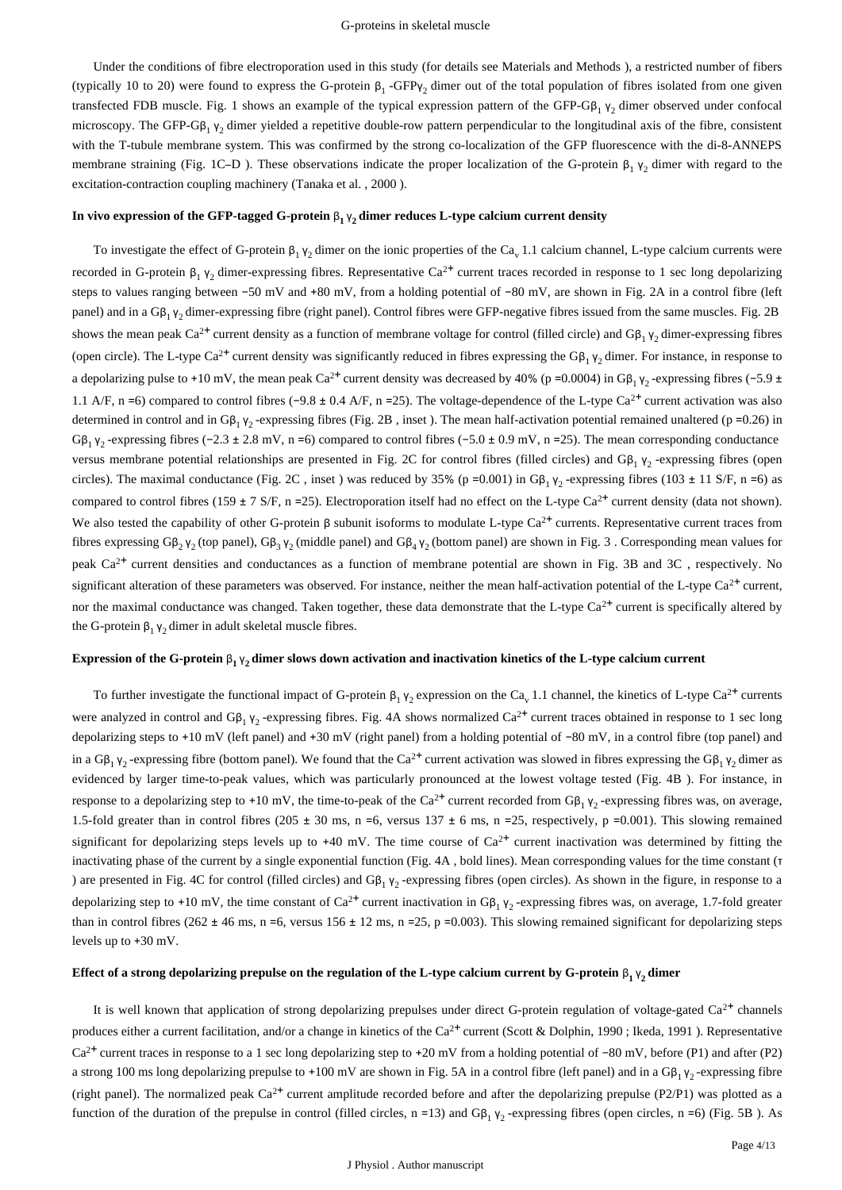Under the conditions of fibre electroporation used in this study (for details see Materials and Methods ), a restricted number of fibers (typically 10 to 20) were found to express the G-protein $\beta_1$ -GFP$\gamma_2$ dimer out of the total population of fibres isolated from one given transfected FDB muscle. Fig. 1 shows an example of the typical expression pattern of the GFP-G$\beta_1$ $\gamma_2$ dimer observed under confocal microscopy. The GFP-G$\beta_1$ $\gamma_2$ dimer yielded a repetitive double-row pattern perpendicular to the longitudinal axis of the fibre, consistent with the T-tubule membrane system. This was confirmed by the strong co-localization of the GFP fluorescence with the di-8-ANNEPS membrane straining (Fig. 1C–D ). These observations indicate the proper localization of the G-protein $\beta_1$ $\gamma_2$ dimer with regard to the excitation-contraction coupling machinery (Tanaka et al. , 2000 ).

#### In vivo expression of the GFP-tagged G-protein $\beta_1$ $\gamma_2$ dimer reduces L-type calcium current density

To investigate the effect of G-protein $\beta_1$ $\gamma_2$ dimer on the ionic properties of the $Ca_v$ 1.1 calcium channel, L-type calcium currents were recorded in G-protein $\beta_1$ $\gamma_2$ dimer-expressing fibres. Representative $Ca^{2+}$ current traces recorded in response to 1 sec long depolarizing steps to values ranging between −50 mV and +80 mV, from a holding potential of −80 mV, are shown in Fig. 2A in a control fibre (left panel) and in a G$\beta_1$ $\gamma_2$ dimer-expressing fibre (right panel). Control fibres were GFP-negative fibres issued from the same muscles. Fig. 2B shows the mean peak $Ca^{2+}$ current density as a function of membrane voltage for control (filled circle) and G$\beta_1$ $\gamma_2$ dimer-expressing fibres (open circle). The L-type $Ca^{2+}$ current density was significantly reduced in fibres expressing the G$\beta_1$ $\gamma_2$ dimer. For instance, in response to a depolarizing pulse to +10 mV, the mean peak $Ca^{2+}$ current density was decreased by 40% ($p$ =0.0004) in G$\beta_1$ $\gamma_2$ -expressing fibres (−5.9 ± 1.1 A/F, n =6) compared to control fibres (−9.8 ± 0.4 A/F, n =25). The voltage-dependence of the L-type $Ca^{2+}$ current activation was also determined in control and in G$\beta_1$ $\gamma_2$ -expressing fibres (Fig. 2B , inset ). The mean half-activation potential remained unaltered ($p$ =0.26) in G$\beta_1$ $\gamma_2$ -expressing fibres (−2.3 ± 2.8 mV, n =6) compared to control fibres (−5.0 ± 0.9 mV, n =25). The mean corresponding conductance versus membrane potential relationships are presented in Fig. 2C for control fibres (filled circles) and G$\beta_1$ $\gamma_2$ -expressing fibres (open circles). The maximal conductance (Fig. 2C , inset ) was reduced by 35% ($p$ =0.001) in G$\beta_1$ $\gamma_2$ -expressing fibres (103 ± 11 S/F, n =6) as compared to control fibres (159 ± 7 S/F, n =25). Electroporation itself had no effect on the L-type $Ca^{2+}$ current density (data not shown). We also tested the capability of other G-protein β subunit isoforms to modulate L-type $Ca^{2+}$ currents. Representative current traces from fibres expressing G$\beta_2$ $\gamma_2$ (top panel), G$\beta_3$ $\gamma_2$ (middle panel) and G$\beta_4$ $\gamma_2$ (bottom panel) are shown in Fig. 3 . Corresponding mean values for peak $Ca^{2+}$ current densities and conductances as a function of membrane potential are shown in Fig. 3B and 3C , respectively. No significant alteration of these parameters was observed. For instance, neither the mean half-activation potential of the L-type $Ca^{2+}$ current, nor the maximal conductance was changed. Taken together, these data demonstrate that the L-type $Ca^{2+}$ current is specifically altered by the G-protein $\beta_1$ $\gamma_2$ dimer in adult skeletal muscle fibres.

#### Expression of the G-protein $\beta_1$ $\gamma_2$ dimer slows down activation and inactivation kinetics of the L-type calcium current

To further investigate the functional impact of G-protein $\beta_1$ $\gamma_2$ expression on the $Ca_v$ 1.1 channel, the kinetics of L-type $Ca^{2+}$ currents were analyzed in control and G$\beta_1$ $\gamma_2$ -expressing fibres. Fig. 4A shows normalized $Ca^{2+}$ current traces obtained in response to 1 sec long depolarizing steps to +10 mV (left panel) and +30 mV (right panel) from a holding potential of −80 mV, in a control fibre (top panel) and in a G$\beta_1$ $\gamma_2$ -expressing fibre (bottom panel). We found that the $Ca^{2+}$ current activation was slowed in fibres expressing the G$\beta_1$ $\gamma_2$ dimer as evidenced by larger time-to-peak values, which was particularly pronounced at the lowest voltage tested (Fig. 4B ). For instance, in response to a depolarizing step to +10 mV, the time-to-peak of the $Ca^{2+}$ current recorded from G$\beta_1$ $\gamma_2$ -expressing fibres was, on average, 1.5-fold greater than in control fibres (205 ± 30 ms, n =6, versus 137 ± 6 ms, n =25, respectively, $p$ =0.001). This slowing remained significant for depolarizing steps levels up to +40 mV. The time course of $Ca^{2+}$ current inactivation was determined by fitting the inactivating phase of the current by a single exponential function (Fig. 4A , bold lines). Mean corresponding values for the time constant ($\tau$ ) are presented in Fig. 4C for control (filled circles) and G$\beta_1$ $\gamma_2$ -expressing fibres (open circles). As shown in the figure, in response to a depolarizing step to +10 mV, the time constant of $Ca^{2+}$ current inactivation in G$\beta_1$ $\gamma_2$ -expressing fibres was, on average, 1.7-fold greater than in control fibres (262 ± 46 ms, n =6, versus 156 ± 12 ms, n =25, $p$ =0.003). This slowing remained significant for depolarizing steps levels up to +30 mV.

#### Effect of a strong depolarizing prepulse on the regulation of the L-type calcium current by G-protein $\beta_1$ $\gamma_2$ dimer

It is well known that application of strong depolarizing prepulses under direct G-protein regulation of voltage-gated $Ca^{2+}$ channels produces either a current facilitation, and/or a change in kinetics of the $Ca^{2+}$ current (Scott & Dolphin, 1990 ; Ikeda, 1991 ). Representative $Ca^{2+}$ current traces in response to a 1 sec long depolarizing step to +20 mV from a holding potential of −80 mV, before (P1) and after (P2) a strong 100 ms long depolarizing prepulse to +100 mV are shown in Fig. 5A in a control fibre (left panel) and in a G$\beta_1$ $\gamma_2$ -expressing fibre (right panel). The normalized peak $Ca^{2+}$ current amplitude recorded before and after the depolarizing prepulse (P2/P1) was plotted as a function of the duration of the prepulse in control (filled circles, n =13) and G$\beta_1$ $\gamma_2$ -expressing fibres (open circles, n =6) (Fig. 5B ). As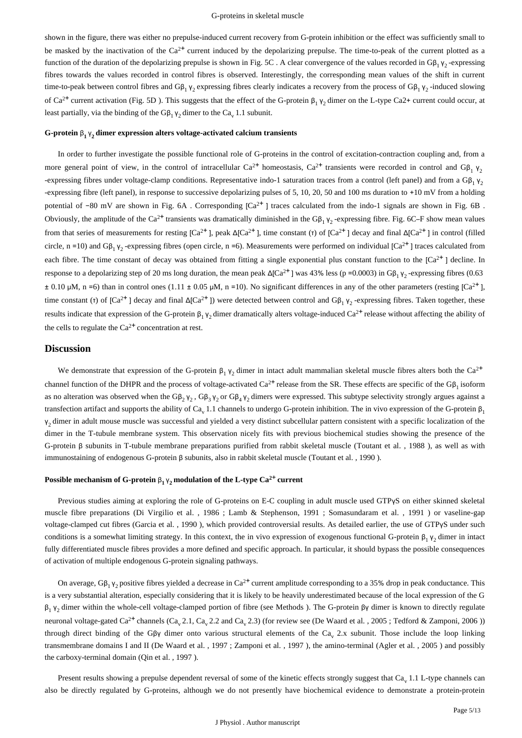shown in the figure, there was either no prepulse-induced current recovery from G-protein inhibition or the effect was sufficiently small to be masked by the inactivation of the $Ca^{2+}$ current induced by the depolarizing prepulse. The time-to-peak of the current plotted as a function of the duration of the depolarizing prepulse is shown in Fig. 5C . A clear convergence of the values recorded in $G\beta_1\gamma_2$-expressing fibres towards the values recorded in control fibres is observed. Interestingly, the corresponding mean values of the shift in current time-to-peak between control fibres and $G\beta_1\gamma_2$ expressing fibres clearly indicates a recovery from the process of $G\beta_1\gamma_2$-induced slowing of $Ca^{2+}$ current activation (Fig. 5D ). This suggests that the effect of the G-protein $\beta_1\gamma_2$ dimer on the L-type Ca2+ current could occur, at least partially, via the binding of the $G\beta_1\gamma_2$ dimer to the $Ca_v$ 1.1 subunit.

### G-protein $\beta_1\gamma_2$ dimer expression alters voltage-activated calcium transients

In order to further investigate the possible functional role of G-proteins in the control of excitation-contraction coupling and, from a more general point of view, in the control of intracellular $Ca^{2+}$ homeostasis, $Ca^{2+}$ transients were recorded in control and $G\beta_1\gamma_2$-expressing fibres under voltage-clamp conditions. Representative indo-1 saturation traces from a control (left panel) and from a $G\beta_1\gamma_2$-expressing fibre (left panel), in response to successive depolarizing pulses of 5, 10, 20, 50 and 100 ms duration to +10 mV from a holding potential of −80 mV are shown in Fig. 6A . Corresponding $[Ca^{2+}]$ traces calculated from the indo-1 signals are shown in Fig. 6B . Obviously, the amplitude of the $Ca^{2+}$ transients was dramatically diminished in the $G\beta_1\gamma_2$-expressing fibre. Fig. 6C–F show mean values from that series of measurements for resting $[Ca^{2+}]$, peak $\Delta[Ca^{2+}]$, time constant ($\tau$) of $[Ca^{2+}]$ decay and final $\Delta[Ca^{2+}]$ in control (filled circle, n =10) and $G\beta_1\gamma_2$-expressing fibres (open circle, n =6). Measurements were performed on individual $[Ca^{2+}]$ traces calculated from each fibre. The time constant of decay was obtained from fitting a single exponential plus constant function to the $[Ca^{2+}]$ decline. In response to a depolarizing step of 20 ms long duration, the mean peak $\Delta[Ca^{2+}]$ was 43% less (p =0.0003) in $G\beta_1\gamma_2$-expressing fibres (0.63 ± 0.10 μM, n =6) than in control ones (1.11 ± 0.05 μM, n =10). No significant differences in any of the other parameters (resting $[Ca^{2+}]$, time constant ($\tau$) of $[Ca^{2+}]$ decay and final $\Delta[Ca^{2+}]$) were detected between control and $G\beta_1\gamma_2$-expressing fibres. Taken together, these results indicate that expression of the G-protein $\beta_1\gamma_2$ dimer dramatically alters voltage-induced $Ca^{2+}$ release without affecting the ability of the cells to regulate the $Ca^{2+}$ concentration at rest.

## Discussion

We demonstrate that expression of the G-protein $\beta_1\gamma_2$ dimer in intact adult mammalian skeletal muscle fibres alters both the $Ca^{2+}$ channel function of the DHPR and the process of voltage-activated $Ca^{2+}$ release from the SR. These effects are specific of the $G\beta_1$ isoform as no alteration was observed when the $G\beta_2\gamma_2$, $G\beta_3\gamma_2$ or $G\beta_4\gamma_2$ dimers were expressed. This subtype selectivity strongly argues against a transfection artifact and supports the ability of $Ca_v$ 1.1 channels to undergo G-protein inhibition. The in vivo expression of the G-protein $\beta_1\gamma_2$ dimer in adult mouse muscle was successful and yielded a very distinct subcellular pattern consistent with a specific localization of the dimer in the T-tubule membrane system. This observation nicely fits with previous biochemical studies showing the presence of the G-protein β subunits in T-tubule membrane preparations purified from rabbit skeletal muscle (Toutant et al. , 1988 ), as well as with immunostaining of endogenous G-protein β subunits, also in rabbit skeletal muscle (Toutant et al. , 1990 ).

### Possible mechanism of G-protein $\beta_1\gamma_2$ modulation of the L-type $Ca^{2+}$ current

Previous studies aiming at exploring the role of G-proteins on E-C coupling in adult muscle used GTPγS on either skinned skeletal muscle fibre preparations (Di Virgilio et al. , 1986 ; Lamb & Stephenson, 1991 ; Somasundaram et al. , 1991 ) or vaseline-gap voltage-clamped cut fibres (Garcia et al. , 1990 ), which provided controversial results. As detailed earlier, the use of GTPγS under such conditions is a somewhat limiting strategy. In this context, the in vivo expression of exogenous functional G-protein $\beta_1\gamma_2$ dimer in intact fully differentiated muscle fibres provides a more defined and specific approach. In particular, it should bypass the possible consequences of activation of multiple endogenous G-protein signaling pathways.

On average, $G\beta_1\gamma_2$ positive fibres yielded a decrease in $Ca^{2+}$ current amplitude corresponding to a 35% drop in peak conductance. This is a very substantial alteration, especially considering that it is likely to be heavily underestimated because of the local expression of the G $\beta_1\gamma_2$ dimer within the whole-cell voltage-clamped portion of fibre (see Methods ). The G-protein βγ dimer is known to directly regulate neuronal voltage-gated $Ca^{2+}$ channels ($Ca_v$ 2.1, $Ca_v$ 2.2 and $Ca_v$ 2.3) (for review see (De Waard et al. , 2005 ; Tedford & Zamponi, 2006 )) through direct binding of the Gβγ dimer onto various structural elements of the $Ca_v$ 2.x subunit. Those include the loop linking transmembrane domains I and II (De Waard et al. , 1997 ; Zamponi et al. , 1997 ), the amino-terminal (Agler et al. , 2005 ) and possibly the carboxy-terminal domain (Qin et al. , 1997 ).

Present results showing a prepulse dependent reversal of some of the kinetic effects strongly suggest that $Ca_v$ 1.1 L-type channels can also be directly regulated by G-proteins, although we do not presently have biochemical evidence to demonstrate a protein-protein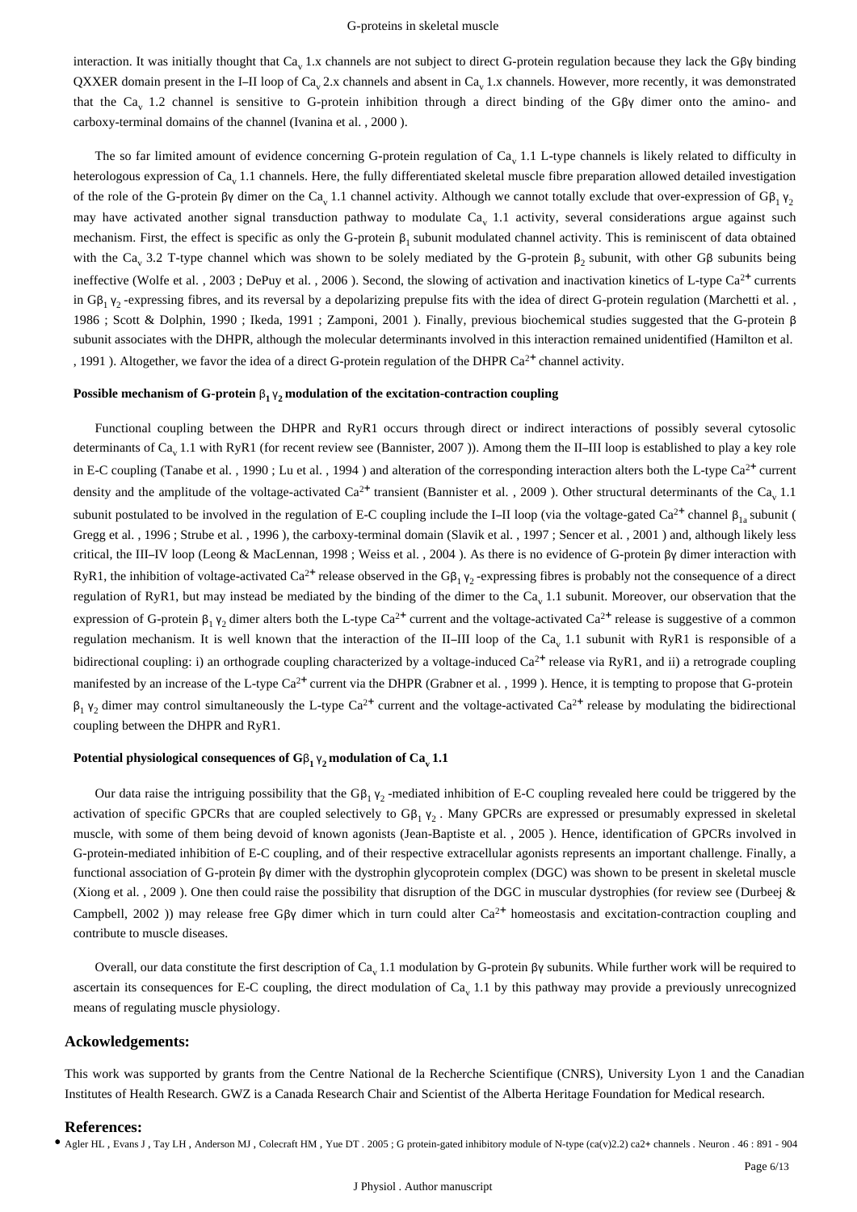interaction. It was initially thought that $Ca_v$ 1.x channels are not subject to direct G-protein regulation because they lack the Gβγ binding QXXER domain present in the I–II loop of $Ca_v$ 2.x channels and absent in $Ca_v$ 1.x channels. However, more recently, it was demonstrated that the $Ca_v$ 1.2 channel is sensitive to G-protein inhibition through a direct binding of the Gβγ dimer onto the amino- and carboxy-terminal domains of the channel (Ivanina et al. , 2000 ).

The so far limited amount of evidence concerning G-protein regulation of $Ca_v$ 1.1 L-type channels is likely related to difficulty in heterologous expression of $Ca_v$ 1.1 channels. Here, the fully differentiated skeletal muscle fibre preparation allowed detailed investigation of the role of the G-protein βγ dimer on the $Ca_v$ 1.1 channel activity. Although we cannot totally exclude that over-expression of $G\beta_1\gamma_2$ may have activated another signal transduction pathway to modulate $Ca_v$ 1.1 activity, several considerations argue against such mechanism. First, the effect is specific as only the G-protein $\beta_1$ subunit modulated channel activity. This is reminiscent of data obtained with the $Ca_v$ 3.2 T-type channel which was shown to be solely mediated by the G-protein $\beta_2$ subunit, with other Gβ subunits being ineffective (Wolfe et al. , 2003 ; DePuy et al. , 2006 ). Second, the slowing of activation and inactivation kinetics of L-type $Ca^{2+}$ currents in $G\beta_1\gamma_2$ -expressing fibres, and its reversal by a depolarizing prepulse fits with the idea of direct G-protein regulation (Marchetti et al. , 1986 ; Scott & Dolphin, 1990 ; Ikeda, 1991 ; Zamponi, 2001 ). Finally, previous biochemical studies suggested that the G-protein β subunit associates with the DHPR, although the molecular determinants involved in this interaction remained unidentified (Hamilton et al. , 1991 ). Altogether, we favor the idea of a direct G-protein regulation of the DHPR $Ca^{2+}$ channel activity.

### Possible mechanism of G-protein $\beta_1\gamma_2$ modulation of the excitation-contraction coupling

Functional coupling between the DHPR and RyR1 occurs through direct or indirect interactions of possibly several cytosolic determinants of $Ca_v$ 1.1 with RyR1 (for recent review see (Bannister, 2007 )). Among them the II–III loop is established to play a key role in E-C coupling (Tanabe et al. , 1990 ; Lu et al. , 1994 ) and alteration of the corresponding interaction alters both the L-type $Ca^{2+}$ current density and the amplitude of the voltage-activated $Ca^{2+}$ transient (Bannister et al. , 2009 ). Other structural determinants of the $Ca_v$ 1.1 subunit postulated to be involved in the regulation of E-C coupling include the I–II loop (via the voltage-gated $Ca^{2+}$ channel $\beta_{1a}$ subunit ( Gregg et al. , 1996 ; Strube et al. , 1996 ), the carboxy-terminal domain (Slavik et al. , 1997 ; Sencer et al. , 2001 ) and, although likely less critical, the III–IV loop (Leong & MacLennan, 1998 ; Weiss et al. , 2004 ). As there is no evidence of G-protein βγ dimer interaction with RyR1, the inhibition of voltage-activated $Ca^{2+}$ release observed in the $G\beta_1\gamma_2$ -expressing fibres is probably not the consequence of a direct regulation of RyR1, but may instead be mediated by the binding of the dimer to the $Ca_v$ 1.1 subunit. Moreover, our observation that the expression of G-protein $\beta_1\gamma_2$ dimer alters both the L-type $Ca^{2+}$ current and the voltage-activated $Ca^{2+}$ release is suggestive of a common regulation mechanism. It is well known that the interaction of the II–III loop of the $Ca_v$ 1.1 subunit with RyR1 is responsible of a bidirectional coupling: i) an orthograde coupling characterized by a voltage-induced $Ca^{2+}$ release via RyR1, and ii) a retrograde coupling manifested by an increase of the L-type $Ca^{2+}$ current via the DHPR (Grabner et al. , 1999 ). Hence, it is tempting to propose that G-protein $\beta_1\gamma_2$ dimer may control simultaneously the L-type $Ca^{2+}$ current and the voltage-activated $Ca^{2+}$ release by modulating the bidirectional coupling between the DHPR and RyR1.

### Potential physiological consequences of $G\beta_1\gamma_2$ modulation of $Ca_v$ 1.1

Our data raise the intriguing possibility that the $G\beta_1\gamma_2$ -mediated inhibition of E-C coupling revealed here could be triggered by the activation of specific GPCRs that are coupled selectively to $G\beta_1\gamma_2$ . Many GPCRs are expressed or presumably expressed in skeletal muscle, with some of them being devoid of known agonists (Jean-Baptiste et al. , 2005 ). Hence, identification of GPCRs involved in G-protein-mediated inhibition of E-C coupling, and of their respective extracellular agonists represents an important challenge. Finally, a functional association of G-protein βγ dimer with the dystrophin glycoprotein complex (DGC) was shown to be present in skeletal muscle (Xiong et al. , 2009 ). One then could raise the possibility that disruption of the DGC in muscular dystrophies (for review see (Durbeej & Campbell, 2002 )) may release free Gβγ dimer which in turn could alter $Ca^{2+}$ homeostasis and excitation-contraction coupling and contribute to muscle diseases.

Overall, our data constitute the first description of $Ca_v$ 1.1 modulation by G-protein βγ subunits. While further work will be required to ascertain its consequences for E-C coupling, the direct modulation of $Ca_v$ 1.1 by this pathway may provide a previously unrecognized means of regulating muscle physiology.

## Ackowledgements:

This work was supported by grants from the Centre National de la Recherche Scientifique (CNRS), University Lyon 1 and the Canadian Institutes of Health Research. GWZ is a Canada Research Chair and Scientist of the Alberta Heritage Foundation for Medical research.

## References:

- Agler HL , Evans J , Tay LH , Anderson MJ , Colecraft HM , Yue DT . 2005 ; G protein-gated inhibitory module of N-type (ca(v)2.2) ca2+ channels . Neuron . 46 : 891 - 904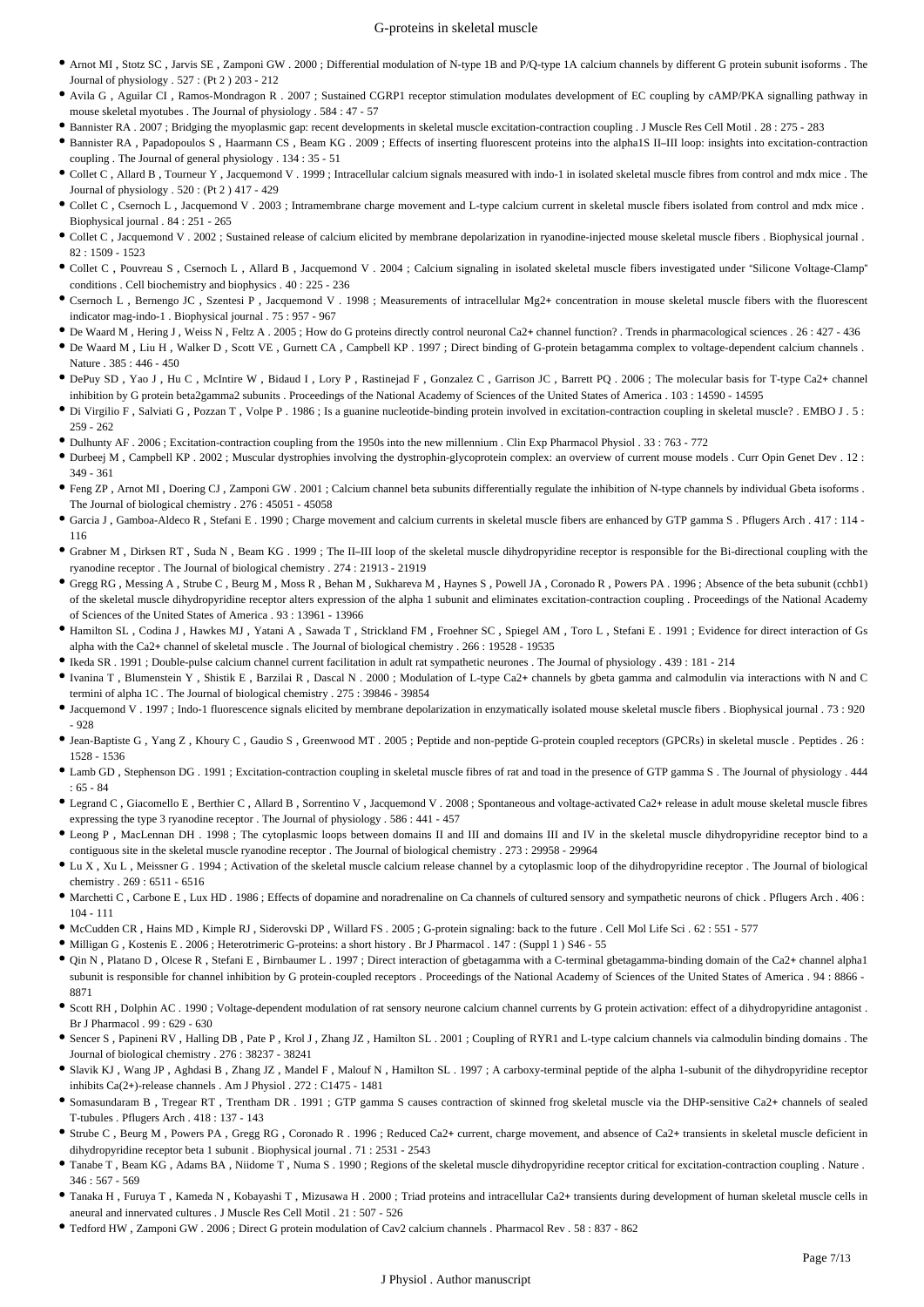- Arnot MI , Stotz SC , Jarvis SE , Zamponi GW . 2000 ; Differential modulation of N-type 1B and P/Q-type 1A calcium channels by different G protein subunit isoforms . The Journal of physiology . 527 : (Pt 2 ) 203 - 212
- Avila G , Aguilar CI , Ramos-Mondragon R . 2007 ; Sustained CGRP1 receptor stimulation modulates development of EC coupling by cAMP/PKA signalling pathway in mouse skeletal myotubes . The Journal of physiology . 584 : 47 - 57
- Bannister RA . 2007 ; Bridging the myoplasmic gap: recent developments in skeletal muscle excitation-contraction coupling . J Muscle Res Cell Motil . 28 : 275 - 283
- Bannister RA , Papadopoulos S , Haarmann CS , Beam KG . 2009 ; Effects of inserting fluorescent proteins into the alpha1S II–III loop: insights into excitation-contraction coupling . The Journal of general physiology . 134 : 35 - 51
- Collet C , Allard B , Tourneur Y , Jacquemond V . 1999 ; Intracellular calcium signals measured with indo-1 in isolated skeletal muscle fibres from control and mdx mice . The Journal of physiology . 520 : (Pt 2 ) 417 - 429
- Collet C , Csernoch L , Jacquemond V . 2003 ; Intramembrane charge movement and L-type calcium current in skeletal muscle fibers isolated from control and mdx mice . Biophysical journal . 84 : 251 - 265
- Collet C , Jacquemond V . 2002 ; Sustained release of calcium elicited by membrane depolarization in ryanodine-injected mouse skeletal muscle fibers . Biophysical journal . 82 : 1509 - 1523
- Collet C , Pouvreau S , Csernoch L , Allard B , Jacquemond V . 2004 ; Calcium signaling in isolated skeletal muscle fibers investigated under "Silicone Voltage-Clamp" conditions . Cell biochemistry and biophysics . 40 : 225 - 236
- Csernoch L , Bernengo JC , Szentesi P , Jacquemond V . 1998 ; Measurements of intracellular Mg2+ concentration in mouse skeletal muscle fibers with the fluorescent indicator mag-indo-1 . Biophysical journal . 75 : 957 - 967
- De Waard M , Hering J , Weiss N , Feltz A . 2005 ; How do G proteins directly control neuronal Ca2+ channel function? . Trends in pharmacological sciences . 26 : 427 - 436
- De Waard M , Liu H , Walker D , Scott VE , Gurnett CA , Campbell KP . 1997 ; Direct binding of G-protein betagamma complex to voltage-dependent calcium channels . Nature . 385 : 446 - 450
- DePuy SD , Yao J , Hu C , McIntire W , Bidaud I , Lory P , Rastinejad F , Gonzalez C , Garrison JC , Barrett PQ . 2006 ; The molecular basis for T-type Ca2+ channel inhibition by G protein beta2gamma2 subunits . Proceedings of the National Academy of Sciences of the United States of America . 103 : 14590 - 14595
- Di Virgilio F , Salviati G , Pozzan T , Volpe P . 1986 ; Is a guanine nucleotide-binding protein involved in excitation-contraction coupling in skeletal muscle? . EMBO J . 5 : 259 - 262
- Dulhunty AF . 2006 ; Excitation-contraction coupling from the 1950s into the new millennium . Clin Exp Pharmacol Physiol . 33 : 763 - 772
- Durbeej M , Campbell KP . 2002 ; Muscular dystrophies involving the dystrophin-glycoprotein complex: an overview of current mouse models . Curr Opin Genet Dev . 12 : 349 - 361
- Feng ZP , Arnot MI , Doering CJ , Zamponi GW . 2001 ; Calcium channel beta subunits differentially regulate the inhibition of N-type channels by individual Gbeta isoforms . The Journal of biological chemistry . 276 : 45051 - 45058
- Garcia J , Gamboa-Aldeco R , Stefani E . 1990 ; Charge movement and calcium currents in skeletal muscle fibers are enhanced by GTP gamma S . Pflugers Arch . 417 : 114 - 116
- Grabner M , Dirksen RT , Suda N , Beam KG . 1999 ; The II–III loop of the skeletal muscle dihydropyridine receptor is responsible for the Bi-directional coupling with the ryanodine receptor . The Journal of biological chemistry . 274 : 21913 - 21919
- Gregg RG , Messing A , Strube C , Beurg M , Moss R , Behan M , Sukhareva M , Haynes S , Powell JA , Coronado R , Powers PA . 1996 ; Absence of the beta subunit (cchb1) of the skeletal muscle dihydropyridine receptor alters expression of the alpha 1 subunit and eliminates excitation-contraction coupling . Proceedings of the National Academy of Sciences of the United States of America . 93 : 13961 - 13966
- Hamilton SL , Codina J , Hawkes MJ , Yatani A , Sawada T , Strickland FM , Froehner SC , Spiegel AM , Toro L , Stefani E . 1991 ; Evidence for direct interaction of Gs alpha with the Ca2+ channel of skeletal muscle . The Journal of biological chemistry . 266 : 19528 - 19535
- Ikeda SR . 1991 ; Double-pulse calcium channel current facilitation in adult rat sympathetic neurones . The Journal of physiology . 439 : 181 - 214
- Ivanina T , Blumenstein Y , Shistik E , Barzilai R , Dascal N . 2000 ; Modulation of L-type Ca2+ channels by gbeta gamma and calmodulin via interactions with N and C termini of alpha 1C . The Journal of biological chemistry . 275 : 39846 - 39854
- Jacquemond V . 1997 ; Indo-1 fluorescence signals elicited by membrane depolarization in enzymatically isolated mouse skeletal muscle fibers . Biophysical journal . 73 : 920 - 928
- Jean-Baptiste G , Yang Z , Khoury C , Gaudio S , Greenwood MT . 2005 ; Peptide and non-peptide G-protein coupled receptors (GPCRs) in skeletal muscle . Peptides . 26 : 1528 - 1536
- Lamb GD , Stephenson DG . 1991 ; Excitation-contraction coupling in skeletal muscle fibres of rat and toad in the presence of GTP gamma S . The Journal of physiology . 444 : 65 - 84
- Legrand C , Giacomello E , Berthier C , Allard B , Sorrentino V , Jacquemond V . 2008 ; Spontaneous and voltage-activated Ca2+ release in adult mouse skeletal muscle fibres expressing the type 3 ryanodine receptor . The Journal of physiology . 586 : 441 - 457
- Leong P , MacLennan DH . 1998 ; The cytoplasmic loops between domains II and III and domains III and IV in the skeletal muscle dihydropyridine receptor bind to a contiguous site in the skeletal muscle ryanodine receptor . The Journal of biological chemistry . 273 : 29958 - 29964
- Lu X , Xu L , Meissner G . 1994 ; Activation of the skeletal muscle calcium release channel by a cytoplasmic loop of the dihydropyridine receptor . The Journal of biological chemistry . 269 : 6511 - 6516
- Marchetti C , Carbone E , Lux HD . 1986 ; Effects of dopamine and noradrenaline on Ca channels of cultured sensory and sympathetic neurons of chick . Pflugers Arch . 406 : 104 - 111
- McCudden CR , Hains MD , Kimple RJ , Siderovski DP , Willard FS . 2005 ; G-protein signaling: back to the future . Cell Mol Life Sci . 62 : 551 - 577
- Milligan G , Kostenis E . 2006 ; Heterotrimeric G-proteins: a short history . Br J Pharmacol . 147 : (Suppl 1 ) S46 - 55
- Qin N , Platano D , Olcese R , Stefani E , Birnbaumer L . 1997 ; Direct interaction of gbetagamma with a C-terminal gbetagamma-binding domain of the Ca2+ channel alpha1 subunit is responsible for channel inhibition by G protein-coupled receptors . Proceedings of the National Academy of Sciences of the United States of America . 94 : 8866 - 8871
- Scott RH , Dolphin AC . 1990 ; Voltage-dependent modulation of rat sensory neurone calcium channel currents by G protein activation: effect of a dihydropyridine antagonist . Br J Pharmacol . 99 : 629 - 630
- Sencer S , Papineni RV , Halling DB , Pate P , Krol J , Zhang JZ , Hamilton SL . 2001 ; Coupling of RYR1 and L-type calcium channels via calmodulin binding domains . The Journal of biological chemistry . 276 : 38237 - 38241
- Slavik KJ , Wang JP , Aghdasi B , Zhang JZ , Mandel F , Malouf N , Hamilton SL . 1997 ; A carboxy-terminal peptide of the alpha 1-subunit of the dihydropyridine receptor inhibits Ca(2+)-release channels . Am J Physiol . 272 : C1475 - 1481
- Somasundaram B , Tregear RT , Trentham DR . 1991 ; GTP gamma S causes contraction of skinned frog skeletal muscle via the DHP-sensitive Ca2+ channels of sealed T-tubules . Pflugers Arch . 418 : 137 - 143
- Strube C , Beurg M , Powers PA , Gregg RG , Coronado R . 1996 ; Reduced Ca2+ current, charge movement, and absence of Ca2+ transients in skeletal muscle deficient in dihydropyridine receptor beta 1 subunit . Biophysical journal . 71 : 2531 - 2543
- Tanabe T , Beam KG , Adams BA , Niidome T , Numa S . 1990 ; Regions of the skeletal muscle dihydropyridine receptor critical for excitation-contraction coupling . Nature . 346 : 567 - 569
- Tanaka H , Furuya T , Kameda N , Kobayashi T , Mizusawa H . 2000 ; Triad proteins and intracellular Ca2+ transients during development of human skeletal muscle cells in aneural and innervated cultures . J Muscle Res Cell Motil . 21 : 507 - 526
- Tedford HW , Zamponi GW . 2006 ; Direct G protein modulation of Cav2 calcium channels . Pharmacol Rev . 58 : 837 - 862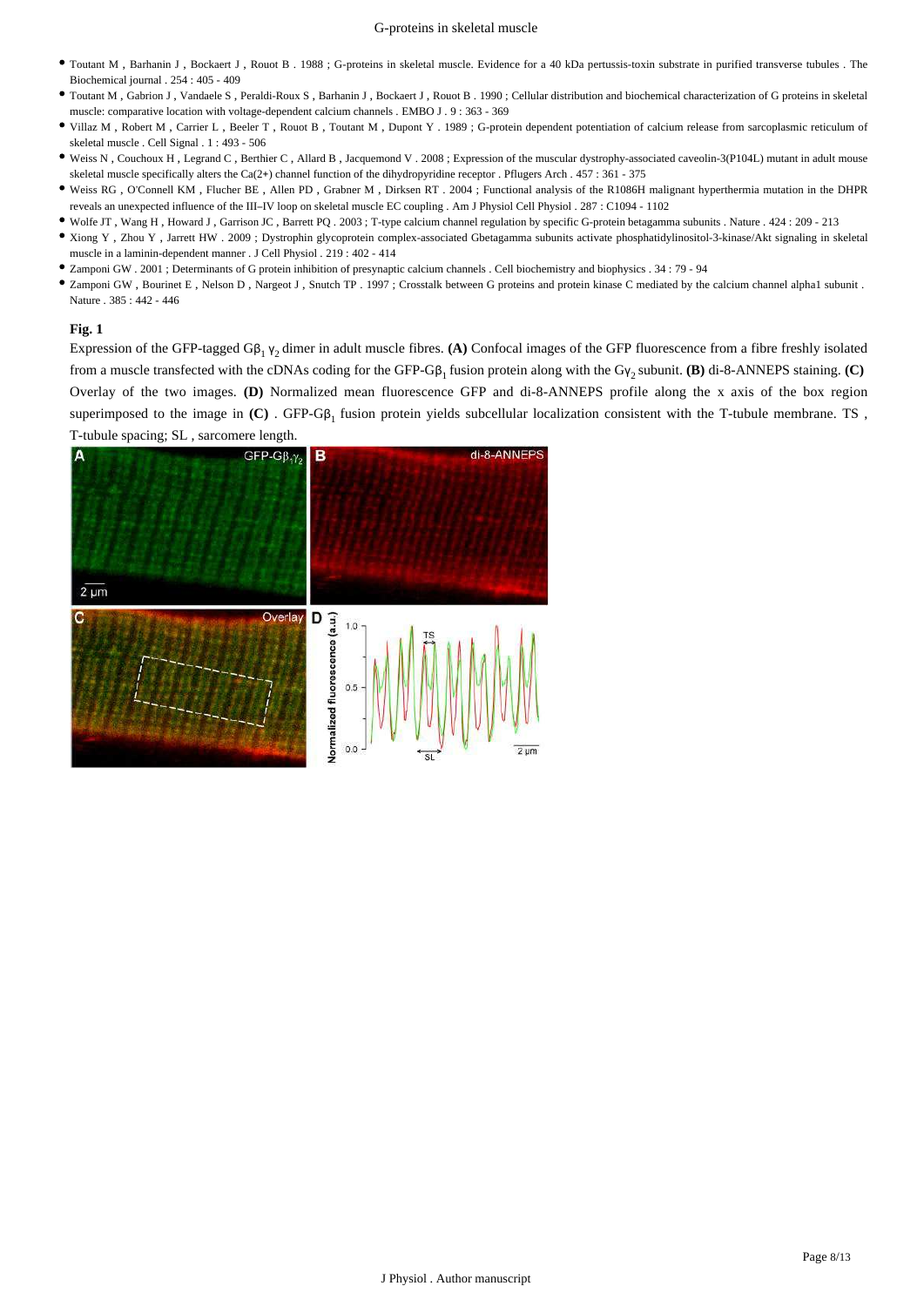- Toutant M , Barhanin J , Bockaert J , Rouot B . 1988 ; G-proteins in skeletal muscle. Evidence for a 40 kDa pertussis-toxin substrate in purified transverse tubules . The Biochemical journal . 254 : 405 - 409
- Toutant M , Gabrion J , Vandaele S , Peraldi-Roux S , Barhanin J , Bockaert J , Rouot B . 1990 ; Cellular distribution and biochemical characterization of G proteins in skeletal muscle: comparative location with voltage-dependent calcium channels . EMBO J . 9 : 363 - 369
- Villaz M , Robert M , Carrier L , Beeler T , Rouot B , Toutant M , Dupont Y . 1989 ; G-protein dependent potentiation of calcium release from sarcoplasmic reticulum of skeletal muscle . Cell Signal . 1 : 493 - 506
- Weiss N , Couchoux H , Legrand C , Berthier C , Allard B , Jacquemond V . 2008 ; Expression of the muscular dystrophy-associated caveolin-3(P104L) mutant in adult mouse skeletal muscle specifically alters the Ca(2+) channel function of the dihydropyridine receptor . Pflugers Arch . 457 : 361 - 375
- Weiss RG , O'Connell KM , Flucher BE , Allen PD , Grabner M , Dirksen RT . 2004 ; Functional analysis of the R1086H malignant hyperthermia mutation in the DHPR reveals an unexpected influence of the III–IV loop on skeletal muscle EC coupling . Am J Physiol Cell Physiol . 287 : C1094 - 1102
- Wolfe JT , Wang H , Howard J , Garrison JC , Barrett PQ . 2003 ; T-type calcium channel regulation by specific G-protein betagamma subunits . Nature . 424 : 209 - 213
- Xiong Y , Zhou Y , Jarrett HW . 2009 ; Dystrophin glycoprotein complex-associated Gbetagamma subunits activate phosphatidylinositol-3-kinase/Akt signaling in skeletal muscle in a laminin-dependent manner . J Cell Physiol . 219 : 402 - 414
- Zamponi GW . 2001 ; Determinants of G protein inhibition of presynaptic calcium channels . Cell biochemistry and biophysics . 34 : 79 - 94
- Zamponi GW , Bourinet E , Nelson D , Nargeot J , Snutch TP . 1997 ; Crosstalk between G proteins and protein kinase C mediated by the calcium channel alpha1 subunit . Nature . 385 : 442 - 446

**Fig. 1**

Expression of the GFP-tagged G$\beta_1\gamma_2$ dimer in adult muscle fibres. **(A)** Confocal images of the GFP fluorescence from a fibre freshly isolated from a muscle transfected with the cDNAs coding for the GFP-G$\beta_1$ fusion protein along with the G$\gamma_2$ subunit. **(B)** di-8-ANNEPS staining. **(C)** Overlay of the two images. **(D)** Normalized mean fluorescence GFP and di-8-ANNEPS profile along the x axis of the box region superimposed to the image in **(C)** . GFP-G$\beta_1$ fusion protein yields subcellular localization consistent with the T-tubule membrane. TS , T-tubule spacing; SL , sarcomere length.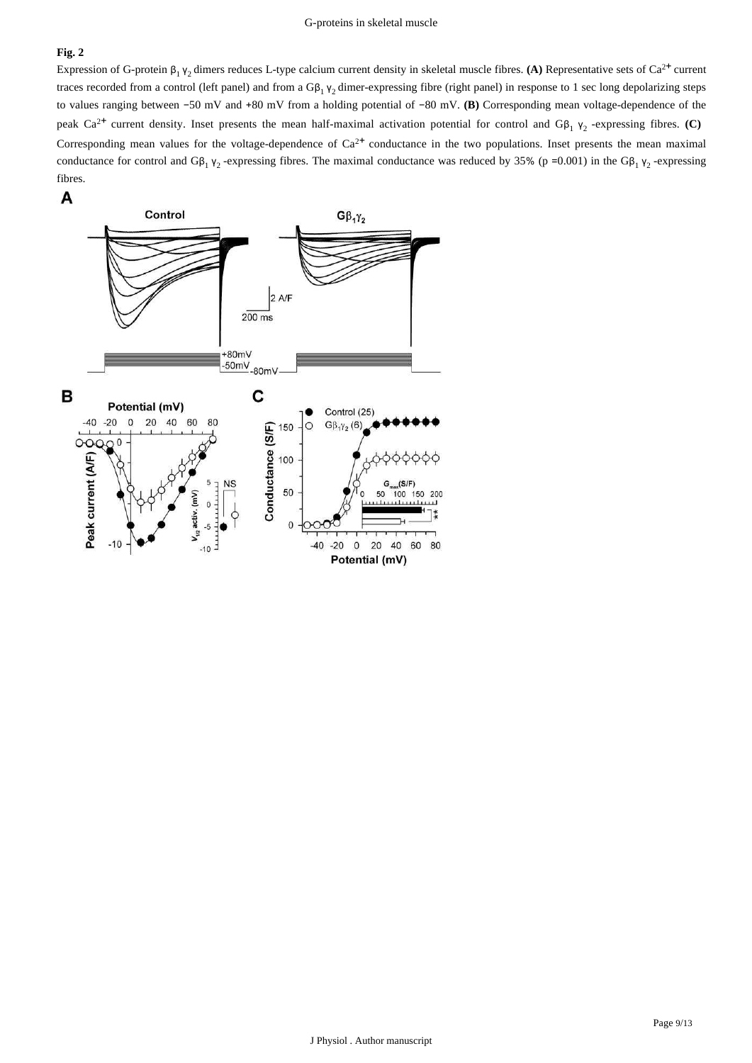**Fig. 2**

Expression of G-protein $\beta_1\gamma_2$ dimers reduces L-type calcium current density in skeletal muscle fibres. **(A)** Representative sets of $Ca^{2+}$ current traces recorded from a control (left panel) and from a $G\beta_1\gamma_2$ dimer-expressing fibre (right panel) in response to 1 sec long depolarizing steps to values ranging between −50 mV and +80 mV from a holding potential of −80 mV. **(B)** Corresponding mean voltage-dependence of the peak $Ca^{2+}$ current density. Inset presents the mean half-maximal activation potential for control and $G\beta_1\gamma_2$ -expressing fibres. **(C)** Corresponding mean values for the voltage-dependence of $Ca^{2+}$ conductance in the two populations. Inset presents the mean maximal conductance for control and $G\beta_1\gamma_2$ -expressing fibres. The maximal conductance was reduced by 35% (p =0.001) in the $G\beta_1\gamma_2$ -expressing fibres.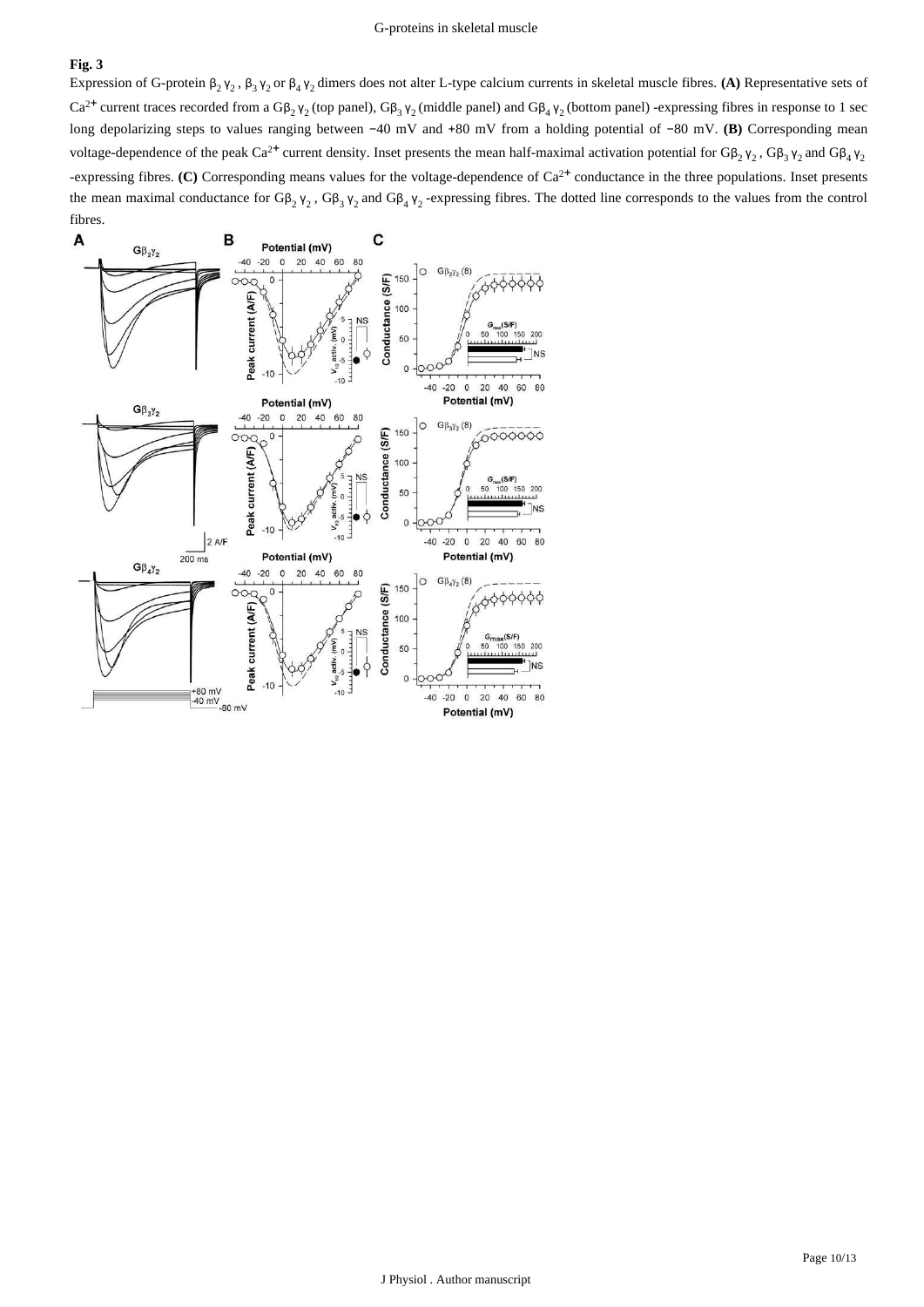**Fig. 3**

Expression of G-protein $\beta_2\gamma_2$, $\beta_3\gamma_2$ or $\beta_4\gamma_2$ dimers does not alter L-type calcium currents in skeletal muscle fibres. **(A)** Representative sets of $Ca^{2+}$ current traces recorded from a $G\beta_2\gamma_2$ (top panel), $G\beta_3\gamma_2$ (middle panel) and $G\beta_4\gamma_2$ (bottom panel) -expressing fibres in response to 1 sec long depolarizing steps to values ranging between −40 mV and +80 mV from a holding potential of −80 mV. **(B)** Corresponding mean voltage-dependence of the peak $Ca^{2+}$ current density. Inset presents the mean half-maximal activation potential for $G\beta_2\gamma_2$, $G\beta_3\gamma_2$ and $G\beta_4\gamma_2$ -expressing fibres. **(C)** Corresponding means values for the voltage-dependence of $Ca^{2+}$ conductance in the three populations. Inset presents the mean maximal conductance for $G\beta_2\gamma_2$, $G\beta_3\gamma_2$ and $G\beta_4\gamma_2$ -expressing fibres. The dotted line corresponds to the values from the control fibres.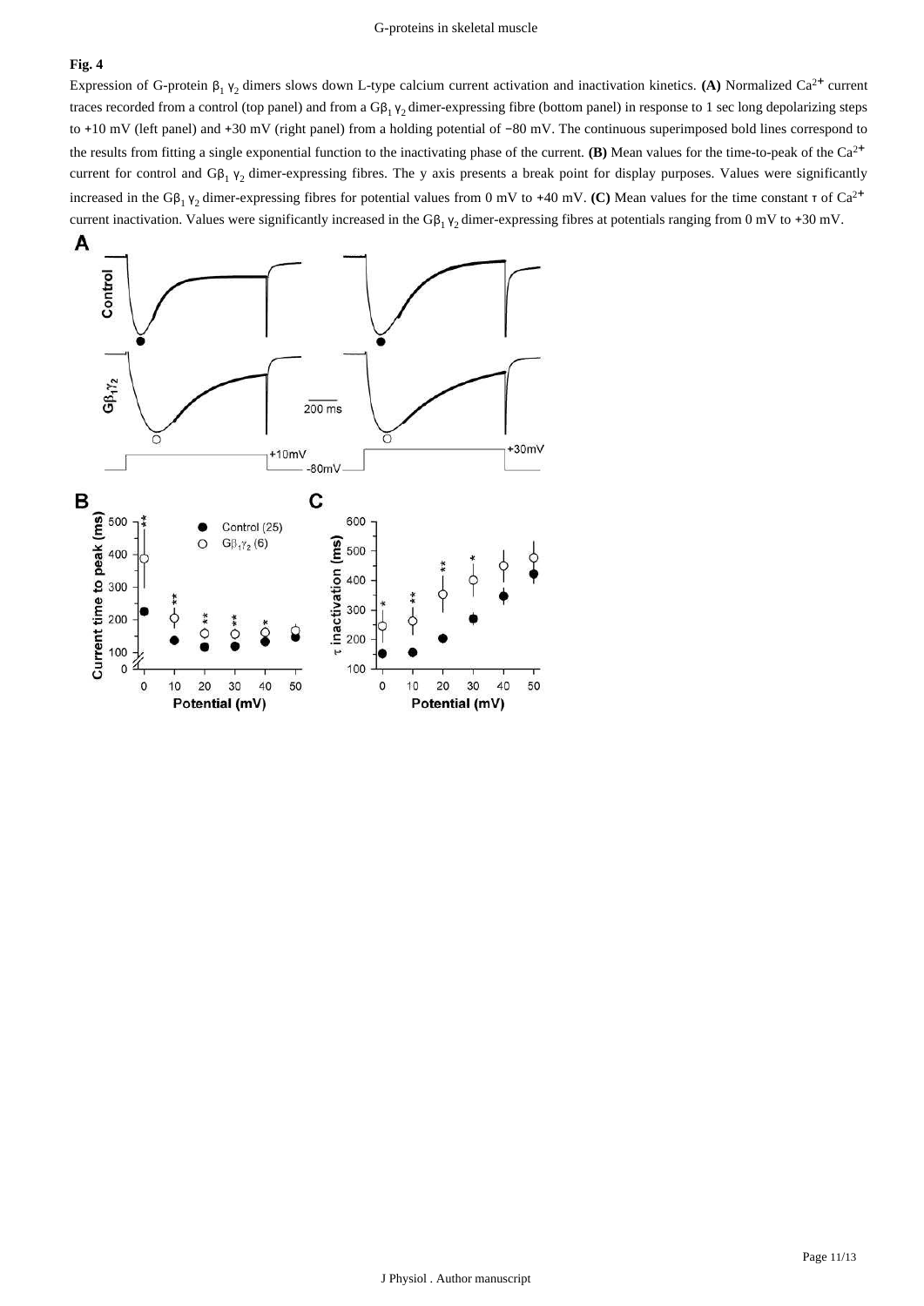**Fig. 4**

Expression of G-protein $\beta_1\gamma_2$ dimers slows down L-type calcium current activation and inactivation kinetics. **(A)** Normalized $Ca^{2+}$ current traces recorded from a control (top panel) and from a $G\beta_1\gamma_2$ dimer-expressing fibre (bottom panel) in response to 1 sec long depolarizing steps to +10 mV (left panel) and +30 mV (right panel) from a holding potential of −80 mV. The continuous superimposed bold lines correspond to the results from fitting a single exponential function to the inactivating phase of the current. **(B)** Mean values for the time-to-peak of the $Ca^{2+}$ current for control and $G\beta_1\gamma_2$ dimer-expressing fibres. The y axis presents a break point for display purposes. Values were significantly increased in the $G\beta_1\gamma_2$ dimer-expressing fibres for potential values from 0 mV to +40 mV. **(C)** Mean values for the time constant τ of $Ca^{2+}$ current inactivation. Values were significantly increased in the $G\beta_1\gamma_2$ dimer-expressing fibres at potentials ranging from 0 mV to +30 mV.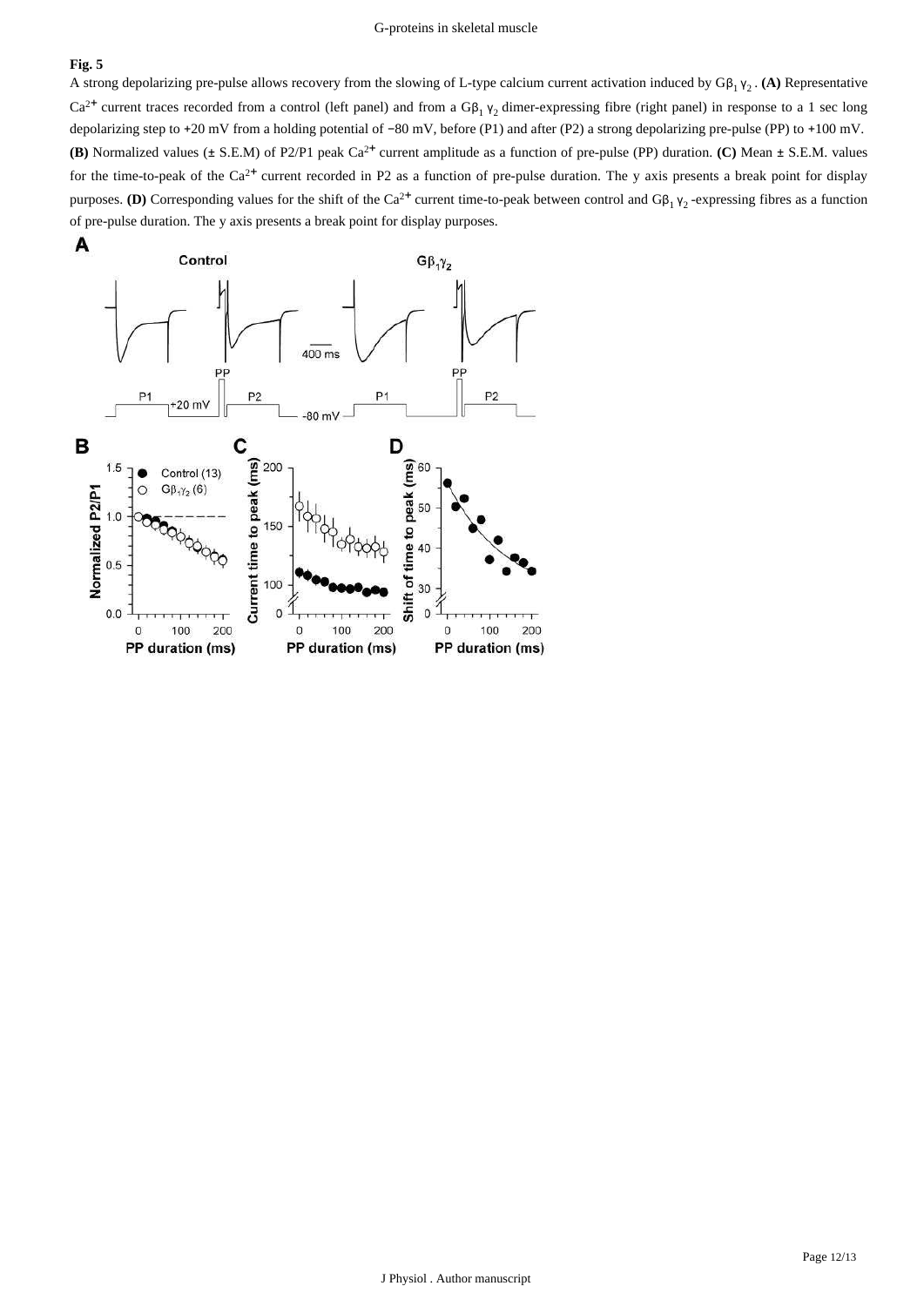**Fig. 5**

A strong depolarizing pre-pulse allows recovery from the slowing of L-type calcium current activation induced by $G\beta_1\gamma_2$. **(A)** Representative $Ca^{2+}$ current traces recorded from a control (left panel) and from a $G\beta_1\gamma_2$ dimer-expressing fibre (right panel) in response to a 1 sec long depolarizing step to +20 mV from a holding potential of −80 mV, before (P1) and after (P2) a strong depolarizing pre-pulse (PP) to +100 mV. **(B)** Normalized values (± S.E.M) of P2/P1 peak $Ca^{2+}$ current amplitude as a function of pre-pulse (PP) duration. **(C)** Mean ± S.E.M. values for the time-to-peak of the $Ca^{2+}$ current recorded in P2 as a function of pre-pulse duration. The y axis presents a break point for display purposes. **(D)** Corresponding values for the shift of the $Ca^{2+}$ current time-to-peak between control and $G\beta_1\gamma_2$-expressing fibres as a function of pre-pulse duration. The y axis presents a break point for display purposes.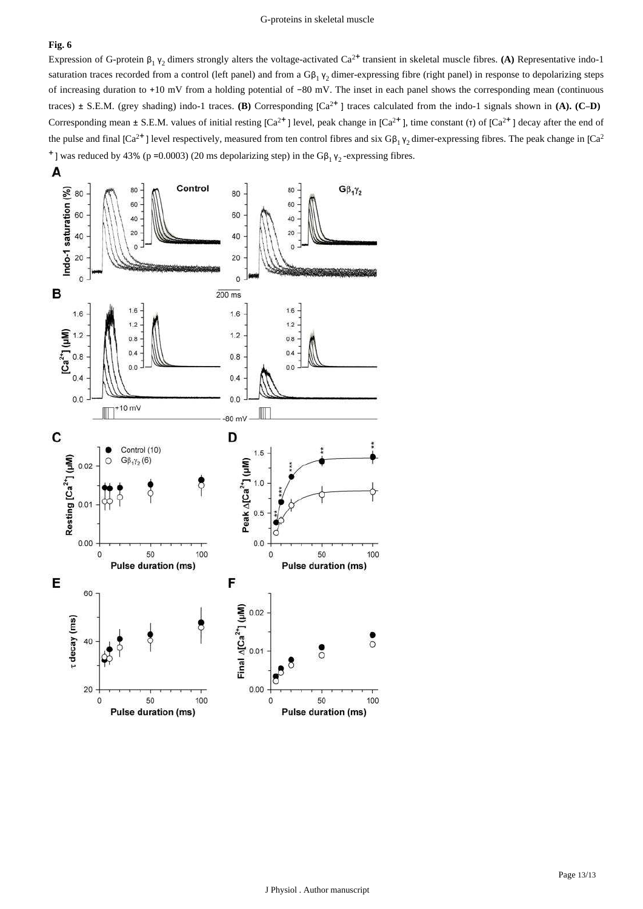### Fig. 6

Expression of G-protein $\beta_1\gamma_2$ dimers strongly alters the voltage-activated $Ca^{2+}$ transient in skeletal muscle fibres. **(A)** Representative indo-1 saturation traces recorded from a control (left panel) and from a $G\beta_1\gamma_2$ dimer-expressing fibre (right panel) in response to depolarizing steps of increasing duration to +10 mV from a holding potential of −80 mV. The inset in each panel shows the corresponding mean (continuous traces) ± S.E.M. (grey shading) indo-1 traces. **(B)** Corresponding $[Ca^{2+}]$ traces calculated from the indo-1 signals shown in **(A)**. **(C–D)** Corresponding mean ± S.E.M. values of initial resting $[Ca^{2+}]$ level, peak change in $[Ca^{2+}]$, time constant ($\tau$) of $[Ca^{2+}]$ decay after the end of the pulse and final $[Ca^{2+}]$ level respectively, measured from ten control fibres and six $G\beta_1\gamma_2$ dimer-expressing fibres. The peak change in $[Ca^{2+}]$ was reduced by 43% ($p = 0.0003$) (20 ms depolarizing step) in the $G\beta_1\gamma_2$-expressing fibres.

A

Control

$G\beta_1\gamma_2$

Indo-1 saturation (%)

200 ms

B

$[Ca^{2+}]$ (µM)

+10 mV

-80 mV

C

Control (10)

$G\beta_1\gamma_2$ (6)

Resting $[Ca^{2+}]$ (µM)

Pulse duration (ms)

D

Peak $\Delta[Ca^{2+}]$ (µM)

Pulse duration (ms)

E

τ decay (ms)

Pulse duration (ms)

F

Final $\Delta[Ca^{2+}]$ (µM)

Pulse duration (ms)